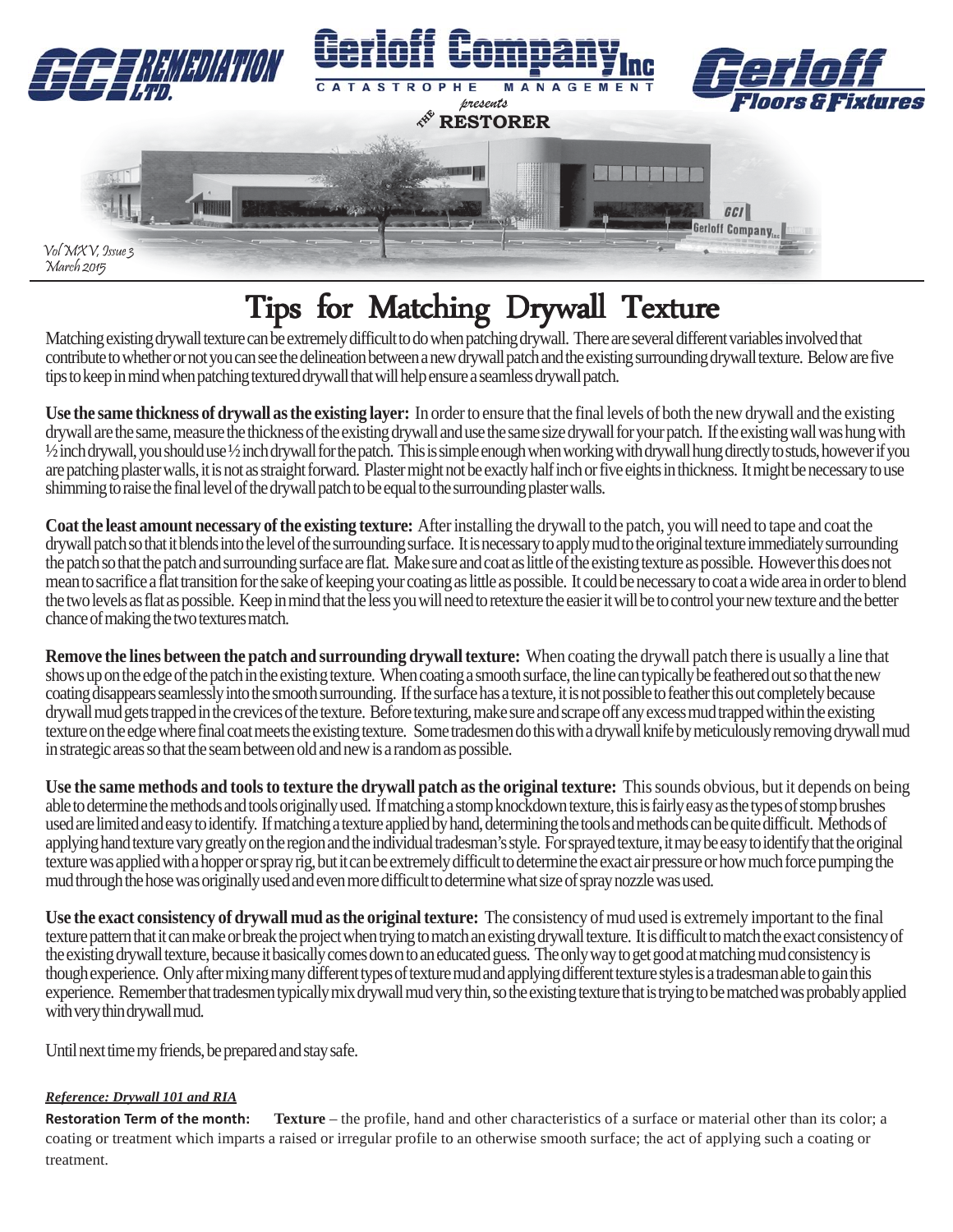GCI REMEDIATION LTD.

Gerloff Company Inc
CATASTROPHE MANAGEMENT
*presents*
THE RESTORER

Gerloff Floors & Fixtures

*Vol MXV, Issue 3*
*March 2015*

# Tips for Matching Drywall Texture

Matching existing drywall texture can be extremely difficult to do when patching drywall. There are several different variables involved that contribute to whether or not you can see the delineation between a new drywall patch and the existing surrounding drywall texture. Below are five tips to keep in mind when patching textured drywall that will help ensure a seamless drywall patch.

**Use the same thickness of drywall as the existing layer:** In order to ensure that the final levels of both the new drywall and the existing drywall are the same, measure the thickness of the existing drywall and use the same size drywall for your patch. If the existing wall was hung with ½ inch drywall, you should use ½ inch drywall for the patch. This is simple enough when working with drywall hung directly to studs, however if you are patching plaster walls, it is not as straight forward. Plaster might not be exactly half inch or five eights in thickness. It might be necessary to use shimming to raise the final level of the drywall patch to be equal to the surrounding plaster walls.

**Coat the least amount necessary of the existing texture:** After installing the drywall to the patch, you will need to tape and coat the drywall patch so that it blends into the level of the surrounding surface. It is necessary to apply mud to the original texture immediately surrounding the patch so that the patch and surrounding surface are flat. Make sure and coat as little of the existing texture as possible. However this does not mean to sacrifice a flat transition for the sake of keeping your coating as little as possible. It could be necessary to coat a wide area in order to blend the two levels as flat as possible. Keep in mind that the less you will need to retexture the easier it will be to control your new texture and the better chance of making the two textures match.

**Remove the lines between the patch and surrounding drywall texture:** When coating the drywall patch there is usually a line that shows up on the edge of the patch in the existing texture. When coating a smooth surface, the line can typically be feathered out so that the new coating disappears seamlessly into the smooth surrounding. If the surface has a texture, it is not possible to feather this out completely because drywall mud gets trapped in the crevices of the texture. Before texturing, make sure and scrape off any excess mud trapped within the existing texture on the edge where final coat meets the existing texture. Some tradesmen do this with a drywall knife by meticulously removing drywall mud in strategic areas so that the seam between old and new is a random as possible.

**Use the same methods and tools to texture the drywall patch as the original texture:** This sounds obvious, but it depends on being able to determine the methods and tools originally used. If matching a stomp knockdown texture, this is fairly easy as the types of stomp brushes used are limited and easy to identify. If matching a texture applied by hand, determining the tools and methods can be quite difficult. Methods of applying hand texture vary greatly on the region and the individual tradesman's style. For sprayed texture, it may be easy to identify that the original texture was applied with a hopper or spray rig, but it can be extremely difficult to determine the exact air pressure or how much force pumping the mud through the hose was originally used and even more difficult to determine what size of spray nozzle was used.

**Use the exact consistency of drywall mud as the original texture:** The consistency of mud used is extremely important to the final texture pattern that it can make or break the project when trying to match an existing drywall texture. It is difficult to match the exact consistency of the existing drywall texture, because it basically comes down to an educated guess. The only way to get good at matching mud consistency is though experience. Only after mixing many different types of texture mud and applying different texture styles is a tradesman able to gain this experience. Remember that tradesmen typically mix drywall mud very thin, so the existing texture that is trying to be matched was probably applied with very thin drywall mud.

Until next time my friends, be prepared and stay safe.

***Reference: Drywall 101 and RIA***

**Restoration Term of the month:** **Texture** – the profile, hand and other characteristics of a surface or material other than its color; a coating or treatment which imparts a raised or irregular profile to an otherwise smooth surface; the act of applying such a coating or treatment.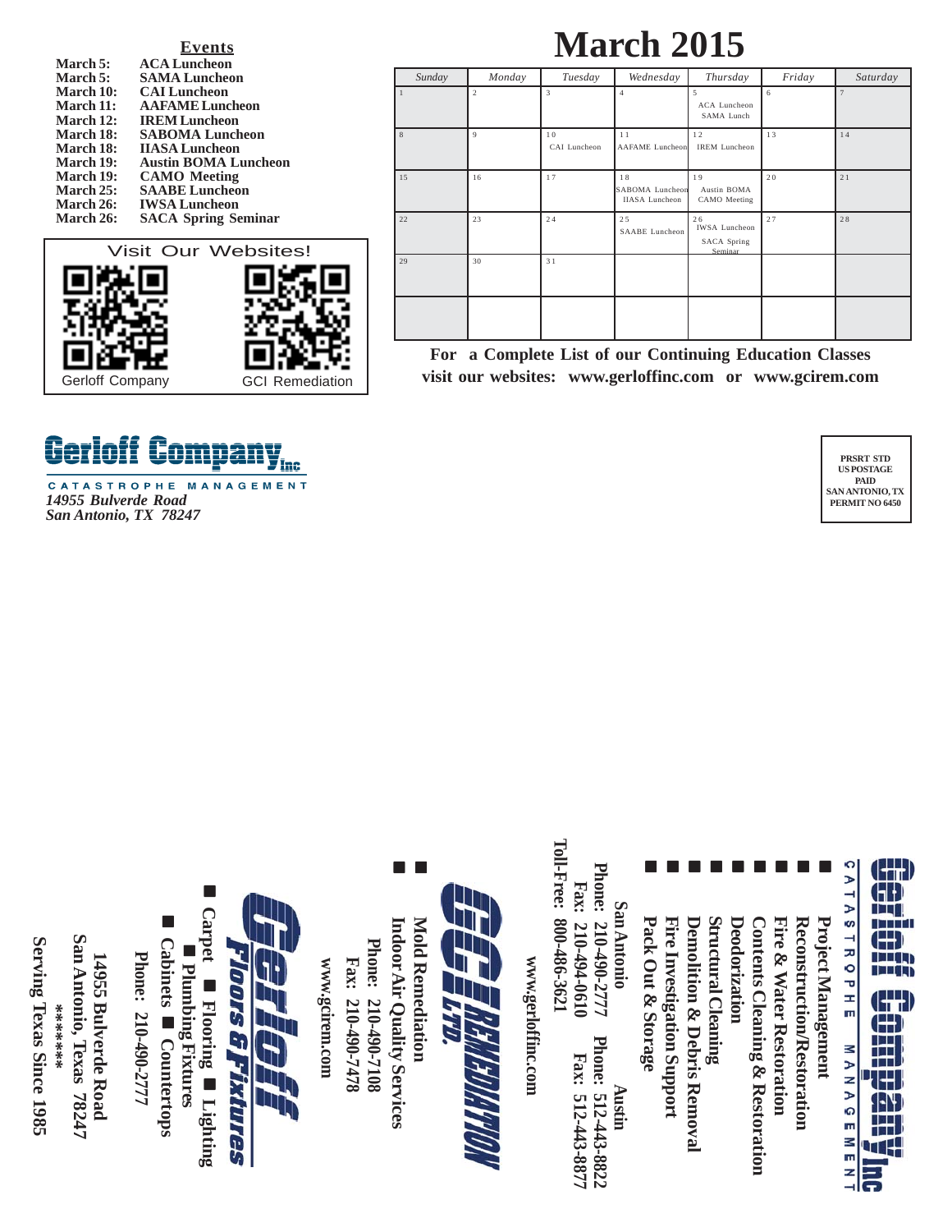## Events

| | |
|---|---|
| **March 5:** | **ACA Luncheon** |
| **March 5:** | **SAMA Luncheon** |
| **March 10:** | **CAI Luncheon** |
| **March 11:** | **AAFAME Luncheon** |
| **March 12:** | **IREM Luncheon** |
| **March 18:** | **SABOMA Luncheon** |
| **March 18:** | **IIASA Luncheon** |
| **March 19:** | **Austin BOMA Luncheon** |
| **March 19:** | **CAMO Meeting** |
| **March 25:** | **SAABE Luncheon** |
| **March 26:** | **IWSA Luncheon** |
| **March 26:** | **SACA Spring Seminar** |

Visit Our Websites!

Gerloff Company    GCI Remediation

# March 2015

| *Sunday* | *Monday* | *Tuesday* | *Wednesday* | *Thursday* | *Friday* | *Saturday* |
|---|---|---|---|---|---|---|
| 1 | 2 | 3 | 4 | 5 ACA Luncheon SAMA Lunch | 6 | 7 |
| 8 | 9 | 10 CAI Luncheon | 11 AAFAME Luncheon | 12 IREM Luncheon | 13 | 14 |
| 15 | 16 | 17 | 18 SABOMA Luncheon IIASA Luncheon | 19 Austin BOMA CAMO Meeting | 20 | 21 |
| 22 | 23 | 24 | 25 SAABE Luncheon | 26 IWSA Luncheon SACA Spring Seminar | 27 | 28 |
| 29 | 30 | 31 | | | | |
| | | | | | | |

**For a Complete List of our Continuing Education Classes visit our websites: www.gerloffinc.com or www.gcirem.com**

**Gerloff Company Inc**
CATASTROPHE MANAGEMENT
***14955 Bulverde Road***
***San Antonio, TX 78247***

**PRSRT STD**
**US POSTAGE**
**PAID**
**SAN ANTONIO, TX**
**PERMIT NO 6450**

**Gerloff Company Inc**
CATASTROPHE MANAGEMENT

- **Project Management**
- **Reconstruction/Restoration**
- **Fire & Water Restoration**
- **Contents Cleaning & Restoration**
- **Deodorization**
- **Structural Cleaning**
- **Demolition & Debris Removal**
- **Fire Investigation Support**
- **Pack Out & Storage**

**San Antonio**
**Phone: 210-490-2777**
**Fax: 210-494-0610**
**Toll-Free: 800-486-3621**

**Austin**
**Phone: 512-443-8822**
**Fax: 512-443-8877**

**www.gerloffinc.com**

**GCI REMEDIATION LTD.**

- **Mold Remediation**
- **Indoor Air Quality Services**

**Phone: 210-490-7108**
**Fax: 210-490-7478**
**www.gcirem.com**

**Gerloff Floors & Fixtures**

- **Carpet** ■ **Flooring** ■ **Lighting** ■ **Plumbing Fixtures**
- **Cabinets** ■ **Countertops**

**Phone: 210-490-2777**

**14955 Bulverde Road**
**San Antonio, Texas 78247**
**\*\*\*\*\*\*\***
**Serving Texas Since 1985**